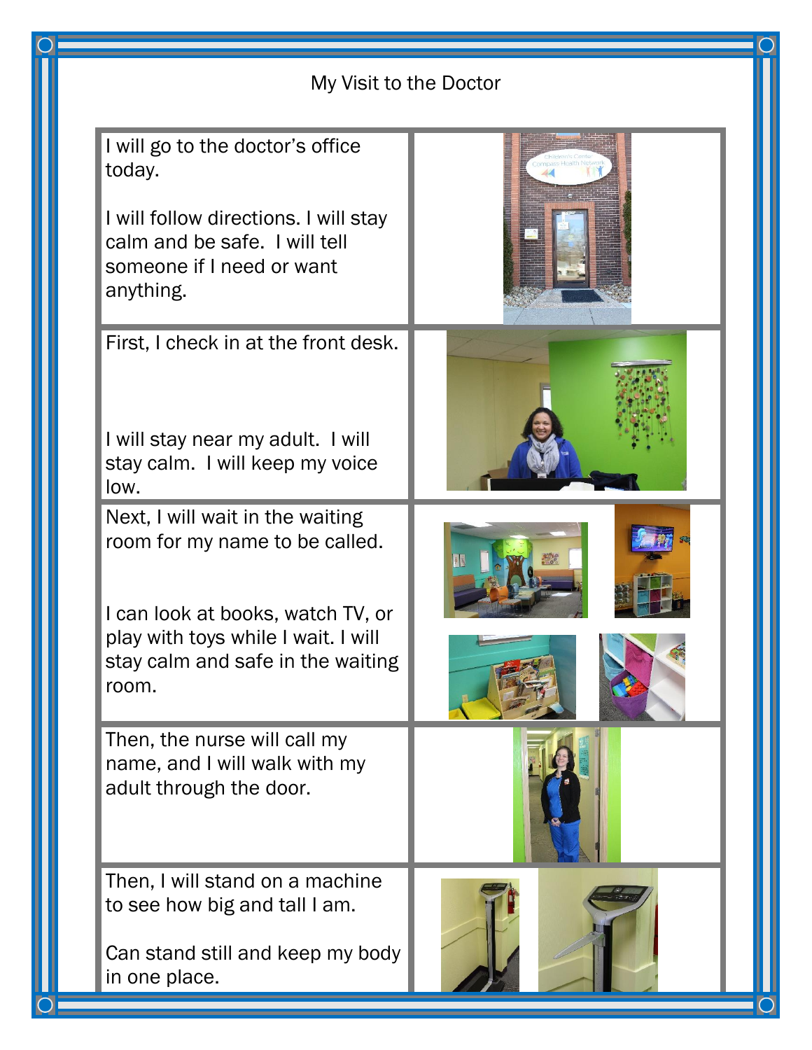# My Visit to the Doctor

I will go to the doctor's office today.

I will follow directions. I will stay calm and be safe. I will tell someone if I need or want anything.

First, I check in at the front desk.

I will stay near my adult. I will stay calm. I will keep my voice low.

Next, I will wait in the waiting room for my name to be called.

I can look at books, watch TV, or play with toys while I wait. I will stay calm and safe in the waiting room.

Then, the nurse will call my name, and I will walk with my adult through the door.

Then, I will stand on a machine to see how big and tall I am.

Can stand still and keep my body in one place.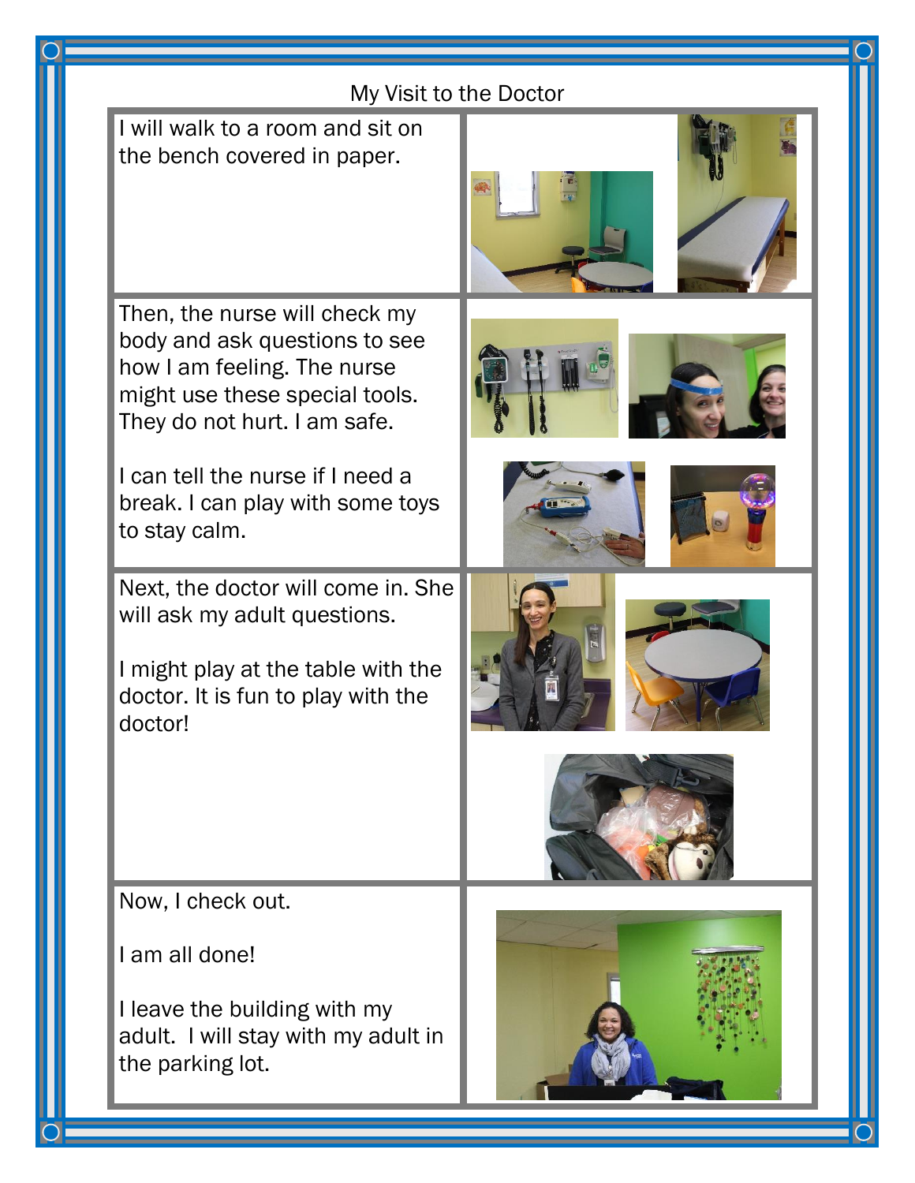My Visit to the Doctor

| | |
|---|---|
| I will walk to a room and sit on the bench covered in paper. | |
| Then, the nurse will check my body and ask questions to see how I am feeling. The nurse might use these special tools. They do not hurt. I am safe.<br><br>I can tell the nurse if I need a break. I can play with some toys to stay calm. | |
| Next, the doctor will come in. She will ask my adult questions.<br><br>I might play at the table with the doctor. It is fun to play with the doctor! | |
| Now, I check out.<br><br>I am all done!<br><br>I leave the building with my adult. I will stay with my adult in the parking lot. | |